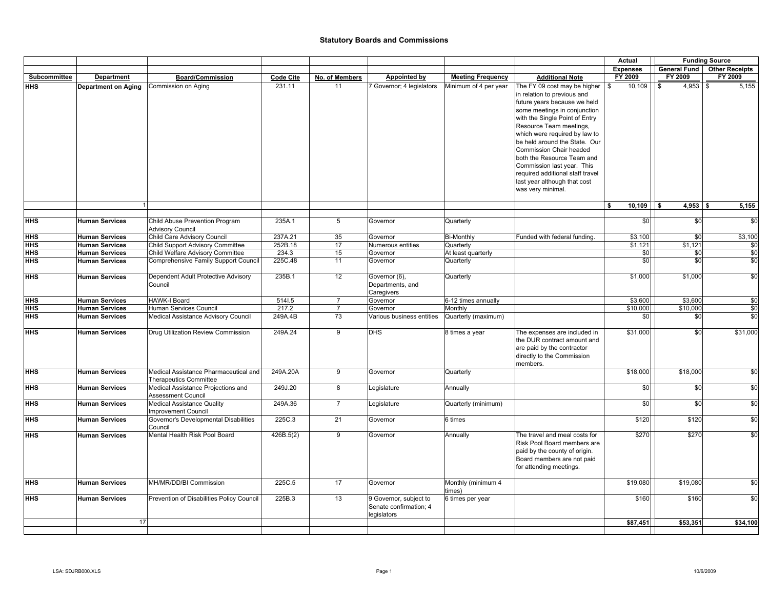# Statutory Boards and Commissions

| | | | | | | | | Actual | Funding Source | |
|---|---|---|---|---|---|---|---|---|---|---|
| | | | | | | | | Expenses | General Fund | Other Receipts |
| Subcommittee | Department | Board/Commission | Code Cite | No. of Members | Appointed by | Meeting Frequency | Additional Note | FY 2009 | FY 2009 | FY 2009 |
| HHS | Department on Aging | Commission on Aging | 231.11 | 11 | 7 Governor; 4 legislators | Minimum of 4 per year | The FY 09 cost may be higher in relation to previous and future years because we held some meetings in conjunction with the Single Point of Entry Resource Team meetings, which were required by law to be held around the State. Our Commission Chair headed both the Resource Team and Commission last year. This required additional staff travel last year although that cost was very minimal. | $ 10,109 | $ 4,953 | $ 5,155 |
| | 1 | | | | | | | $ 10,109 | $ 4,953 | $ 5,155 |
| HHS | Human Services | Child Abuse Prevention Program Advisory Council | 235A.1 | 5 | Governor | Quarterly | | $0 | $0 | $0 |
| HHS | Human Services | Child Care Advisory Council | 237A.21 | 35 | Governor | Bi-Monthly | Funded with federal funding. | $3,100 | $0 | $3,100 |
| HHS | Human Services | Child Support Advisory Committee | 252B.18 | 17 | Numerous entities | Quarterly | | $1,121 | $1,121 | $0 |
| HHS | Human Services | Child Welfare Advisory Committee | 234.3 | 15 | Governor | At least quarterly | | $0 | $0 | $0 |
| HHS | Human Services | Comprehensive Family Support Council | 225C.48 | 11 | Governor | Quarterly | | $0 | $0 | $0 |
| HHS | Human Services | Dependent Adult Protective Advisory Council | 235B.1 | 12 | Governor (6), Departments, and Caregivers | Quarterly | | $1,000 | $1,000 | $0 |
| HHS | Human Services | HAWK-I Board | 514I.5 | 7 | Governor | 6-12 times annually | | $3,600 | $3,600 | $0 |
| HHS | Human Services | Human Services Council | 217.2 | 7 | Governor | Monthly | | $10,000 | $10,000 | $0 |
| HHS | Human Services | Medical Assistance Advisory Council | 249A.4B | 73 | Various business entities | Quarterly (maximum) | | $0 | $0 | $0 |
| HHS | Human Services | Drug Utilization Review Commission | 249A.24 | 9 | DHS | 8 times a year | The expenses are included in the DUR contract amount and are paid by the contractor directly to the Commission members. | $31,000 | $0 | $31,000 |
| HHS | Human Services | Medical Assistance Pharmaceutical and Therapeutics Committee | 249A.20A | 9 | Governor | Quarterly | | $18,000 | $18,000 | $0 |
| HHS | Human Services | Medical Assistance Projections and Assessment Council | 249J.20 | 8 | Legislature | Annually | | $0 | $0 | $0 |
| HHS | Human Services | Medical Assistance Quality Improvement Council | 249A.36 | 7 | Legislature | Quarterly (minimum) | | $0 | $0 | $0 |
| HHS | Human Services | Governor's Developmental Disabilities Council | 225C.3 | 21 | Governor | 6 times | | $120 | $120 | $0 |
| HHS | Human Services | Mental Health Risk Pool Board | 426B.5(2) | 9 | Governor | Annually | The travel and meal costs for Risk Pool Board members are paid by the county of origin. Board members are not paid for attending meetings. | $270 | $270 | $0 |
| HHS | Human Services | MH/MR/DD/BI Commission | 225C.5 | 17 | Governor | Monthly (minimum 4 times) | | $19,080 | $19,080 | $0 |
| HHS | Human Services | Prevention of Disabilities Policy Council | 225B.3 | 13 | 9 Governor, subject to Senate confirmation; 4 legislators | 6 times per year | | $160 | $160 | $0 |
| | 17 | | | | | | | $87,451 | $53,351 | $34,100 |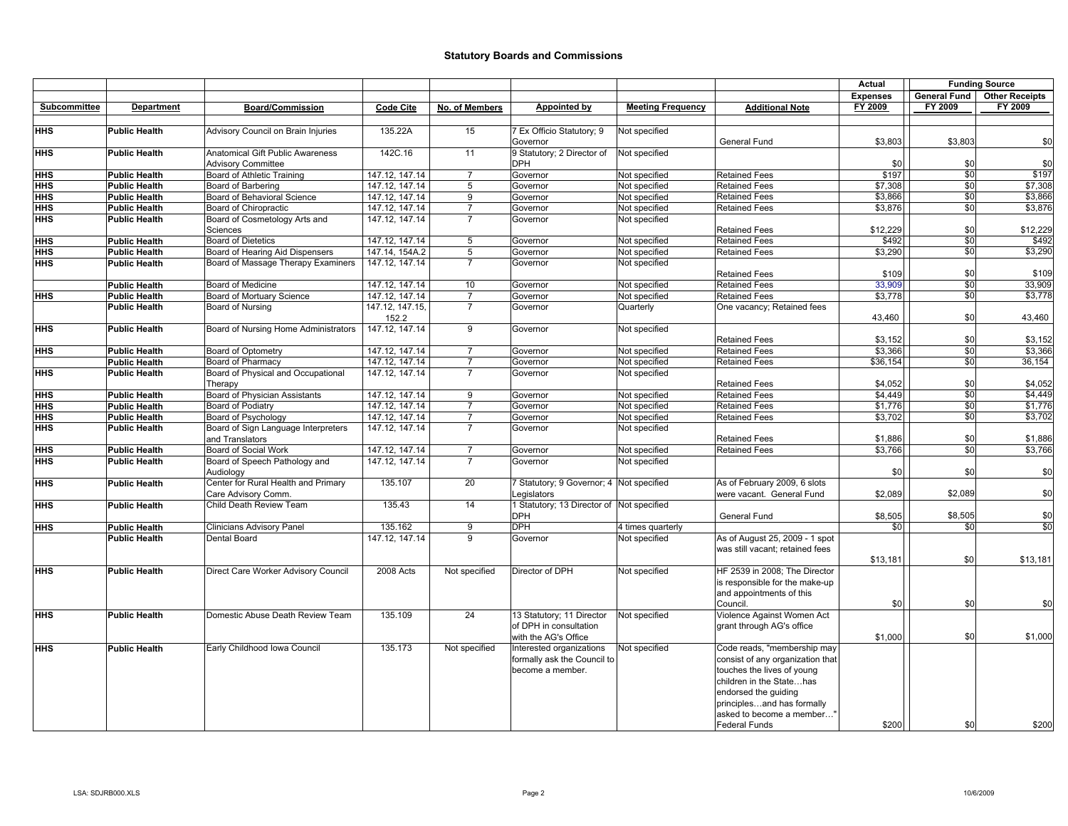# Statistical Boards and Commissions

| | | | | | | | | Actual | Funding Source | |
|---|---|---|---|---|---|---|---|---|---|---|
| | | | | | | | | Expenses | General Fund | Other Receipts |
| Subcommittee | Department | Board/Commission | Code Cite | No. of Members | Appointed by | Meeting Frequency | Additional Note | FY 2009 | FY 2009 | FY 2009 |
| HHS | Public Health | Advisory Council on Brain Injuries | 135.22A | 15 | 7 Ex Officio Statutory; 9 Governor | Not specified | General Fund | $3,803 | $3,803 | $0 |
| HHS | Public Health | Anatomical Gift Public Awareness Advisory Committee | 142C.16 | 11 | 9 Statutory; 2 Director of DPH | Not specified | | $0 | $0 | $0 |
| HHS | Public Health | Board of Athletic Training | 147.12, 147.14 | 7 | Governor | Not specified | Retained Fees | $197 | $0 | $197 |
| HHS | Public Health | Board of Barbering | 147.12, 147.14 | 5 | Governor | Not specified | Retained Fees | $7,308 | $0 | $7,308 |
| HHS | Public Health | Board of Behavioral Science | 147.12, 147.14 | 9 | Governor | Not specified | Retained Fees | $3,866 | $0 | $3,866 |
| HHS | Public Health | Board of Chiropractic | 147.12, 147.14 | 7 | Governor | Not specified | Retained Fees | $3,876 | $0 | $3,876 |
| HHS | Public Health | Board of Cosmetology Arts and Sciences | 147.12, 147.14 | 7 | Governor | Not specified | Retained Fees | $12,229 | $0 | $12,229 |
| HHS | Public Health | Board of Dietetics | 147.12, 147.14 | 5 | Governor | Not specified | Retained Fees | $492 | $0 | $492 |
| HHS | Public Health | Board of Hearing Aid Dispensers | 147.14, 154A.2 | 5 | Governor | Not specified | Retained Fees | $3,290 | $0 | $3,290 |
| HHS | Public Health | Board of Massage Therapy Examiners | 147.12, 147.14 | 7 | Governor | Not specified | Retained Fees | $109 | $0 | $109 |
| | Public Health | Board of Medicine | 147.12, 147.14 | 10 | Governor | Not specified | Retained Fees | 33,909 | $0 | 33,909 |
| HHS | Public Health | Board of Mortuary Science | 147.12, 147.14 | 7 | Governor | Not specified | Retained Fees | $3,778 | $0 | $3,778 |
| | Public Health | Board of Nursing | 147.12, 147.15, 152.2 | 7 | Governor | Quarterly | One vacancy; Retained fees | 43,460 | $0 | 43,460 |
| HHS | Public Health | Board of Nursing Home Administrators | 147.12, 147.14 | 9 | Governor | Not specified | Retained Fees | $3,152 | $0 | $3,152 |
| HHS | Public Health | Board of Optometry | 147.12, 147.14 | 7 | Governor | Not specified | Retained Fees | $3,366 | $0 | $3,366 |
| | Public Health | Board of Pharmacy | 147.12, 147.14 | 7 | Governor | Not specified | Retained Fees | $36,154 | $0 | 36,154 |
| HHS | Public Health | Board of Physical and Occupational Therapy | 147.12, 147.14 | 7 | Governor | Not specified | Retained Fees | $4,052 | $0 | $4,052 |
| HHS | Public Health | Board of Physician Assistants | 147.12, 147.14 | 9 | Governor | Not specified | Retained Fees | $4,449 | $0 | $4,449 |
| HHS | Public Health | Board of Podiatry | 147.12, 147.14 | 7 | Governor | Not specified | Retained Fees | $1,776 | $0 | $1,776 |
| HHS | Public Health | Board of Psychology | 147.12, 147.14 | 7 | Governor | Not specified | Retained Fees | $3,702 | $0 | $3,702 |
| HHS | Public Health | Board of Sign Language Interpreters and Translators | 147.12, 147.14 | 7 | Governor | Not specified | Retained Fees | $1,886 | $0 | $1,886 |
| HHS | Public Health | Board of Social Work | 147.12, 147.14 | 7 | Governor | Not specified | Retained Fees | $3,766 | $0 | $3,766 |
| HHS | Public Health | Board of Speech Pathology and Audiology | 147.12, 147.14 | 7 | Governor | Not specified | | $0 | $0 | $0 |
| HHS | Public Health | Center for Rural Health and Primary Care Advisory Comm. | 135.107 | 20 | 7 Statutory; 9 Governor; 4 Legislators | Not specified | As of February 2009, 6 slots were vacant. General Fund | $2,089 | $2,089 | $0 |
| HHS | Public Health | Child Death Review Team | 135.43 | 14 | 1 Statutory; 13 Director of DPH | Not specified | General Fund | $8,505 | $8,505 | $0 |
| HHS | Public Health | Clinicians Advisory Panel | 135.162 | 9 | DPH | 4 times quarterly | | $0 | $0 | $0 |
| | Public Health | Dental Board | 147.12, 147.14 | 9 | Governor | Not specified | As of August 25, 2009 - 1 spot was still vacant; retained fees | $13,181 | $0 | $13,181 |
| HHS | Public Health | Direct Care Worker Advisory Council | 2008 Acts | Not specified | Director of DPH | Not specified | HF 2539 in 2008; The Director is responsible for the make-up and appointments of this Council. | $0 | $0 | $0 |
| HHS | Public Health | Domestic Abuse Death Review Team | 135.109 | 24 | 13 Statutory; 11 Director of DPH in consultation with the AG's Office | Not specified | Violence Against Women Act grant through AG's office | $1,000 | $0 | $1,000 |
| HHS | Public Health | Early Childhood Iowa Council | 135.173 | Not specified | Interested organizations formally ask the Council to become a member. | Not specified | Code reads, "membership may consist of any organization that touches the lives of young children in the State…has endorsed the guiding principles…and has formally asked to become a member…" Federal Funds | $200 | $0 | $200 |

LSA: SDJRB000.XLS 10/6/2009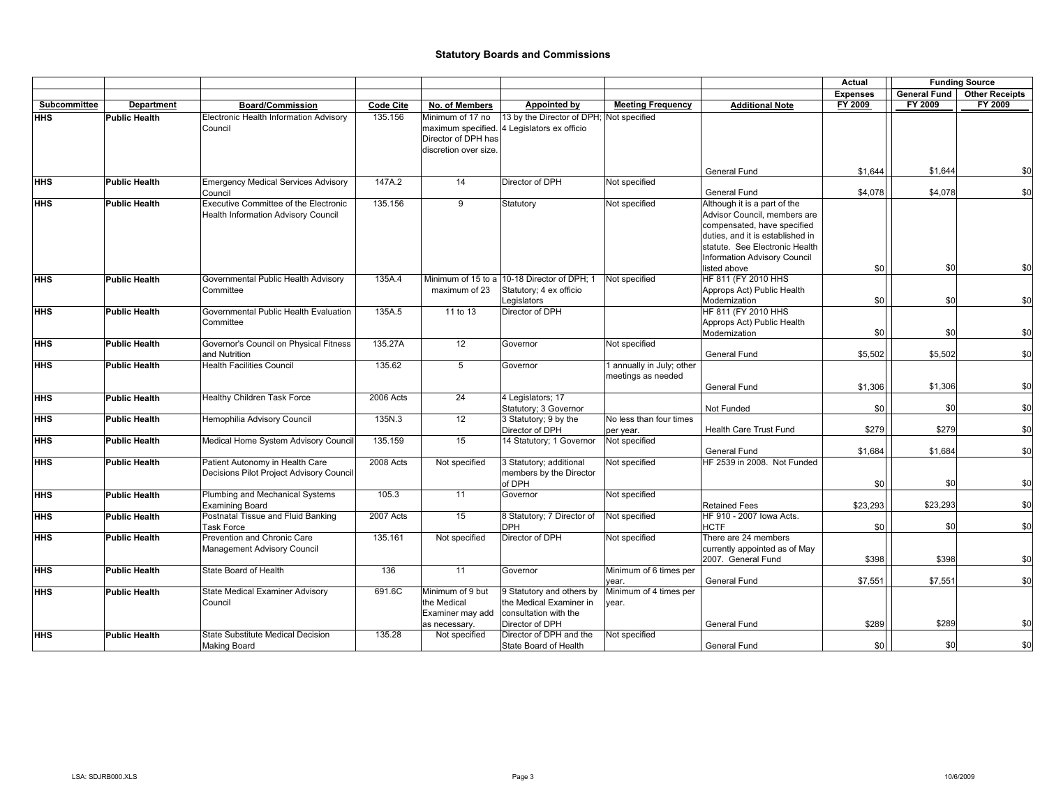# Statutory Boards and Commissions

| | | | | | | | | Actual | Funding Source | |
|---|---|---|---|---|---|---|---|---|---|---|
| | | | | | | | | Expenses | General Fund | Other Receipts |
| Subcommittee | Department | Board/Commission | Code Cite | No. of Members | Appointed by | Meeting Frequency | Additional Note | FY 2009 | FY 2009 | FY 2009 |
| HHS | Public Health | Electronic Health Information Advisory Council | 135.156 | Minimum of 17 no maximum specified. Director of DPH has discretion over size. | 13 by the Director of DPH; 4 Legislators ex officio | Not specified | General Fund | $1,644 | $1,644 | $0 |
| HHS | Public Health | Emergency Medical Services Advisory Council | 147A.2 | 14 | Director of DPH | Not specified | General Fund | $4,078 | $4,078 | $0 |
| HHS | Public Health | Executive Committee of the Electronic Health Information Advisory Council | 135.156 | 9 | Statutory | Not specified | Although it is a part of the Advisor Council, members are compensated, have specified duties, and it is established in statute. See Electronic Health Information Advisory Council listed above | $0 | $0 | $0 |
| HHS | Public Health | Governmental Public Health Advisory Committee | 135A.4 | Minimum of 15 to a maximum of 23 | 10-18 Director of DPH; 1 Statutory; 4 ex officio Legislators | Not specified | HF 811 (FY 2010 HHS Approps Act) Public Health Modernization | $0 | $0 | $0 |
| HHS | Public Health | Governmental Public Health Evaluation Committee | 135A.5 | 11 to 13 | Director of DPH | | HF 811 (FY 2010 HHS Approps Act) Public Health Modernization | $0 | $0 | $0 |
| HHS | Public Health | Governor's Council on Physical Fitness and Nutrition | 135.27A | 12 | Governor | Not specified | General Fund | $5,502 | $5,502 | $0 |
| HHS | Public Health | Health Facilities Council | 135.62 | 5 | Governor | 1 annually in July; other meetings as needed | General Fund | $1,306 | $1,306 | $0 |
| HHS | Public Health | Healthy Children Task Force | 2006 Acts | 24 | 4 Legislators; 17 Statutory; 3 Governor | | Not Funded | $0 | $0 | $0 |
| HHS | Public Health | Hemophilia Advisory Council | 135N.3 | 12 | 3 Statutory; 9 by the Director of DPH | No less than four times per year. | Health Care Trust Fund | $279 | $279 | $0 |
| HHS | Public Health | Medical Home System Advisory Council | 135.159 | 15 | 14 Statutory; 1 Governor | Not specified | General Fund | $1,684 | $1,684 | $0 |
| HHS | Public Health | Patient Autonomy in Health Care Decisions Pilot Project Advisory Council | 2008 Acts | Not specified | 3 Statutory; additional members by the Director of DPH | Not specified | HF 2539 in 2008. Not Funded | $0 | $0 | $0 |
| HHS | Public Health | Plumbing and Mechanical Systems Examining Board | 105.3 | 11 | Governor | Not specified | Retained Fees | $23,293 | $23,293 | $0 |
| HHS | Public Health | Postnatal Tissue and Fluid Banking Task Force | 2007 Acts | 15 | 8 Statutory; 7 Director of DPH | Not specified | HF 910 - 2007 Iowa Acts. HCTF | $0 | $0 | $0 |
| HHS | Public Health | Prevention and Chronic Care Management Advisory Council | 135.161 | Not specified | Director of DPH | | There are 24 members currently appointed as of May 2007. General Fund | $398 | $398 | $0 |
| HHS | Public Health | State Board of Health | 136 | 11 | Governor | Minimum of 6 times per year. | General Fund | $7,551 | $7,551 | $0 |
| HHS | Public Health | State Medical Examiner Advisory Council | 691.6C | Minimum of 9 but the Medical Examiner may add as necessary. | 9 Statutory and others by the Medical Examiner in consultation with the Director of DPH | Minimum of 4 times per year. | General Fund | $289 | $289 | $0 |
| HHS | Public Health | State Substitute Medical Decision Making Board | 135.28 | Not specified | Director of DPH and the State Board of Health | Not specified | General Fund | $0 | $0 | $0 |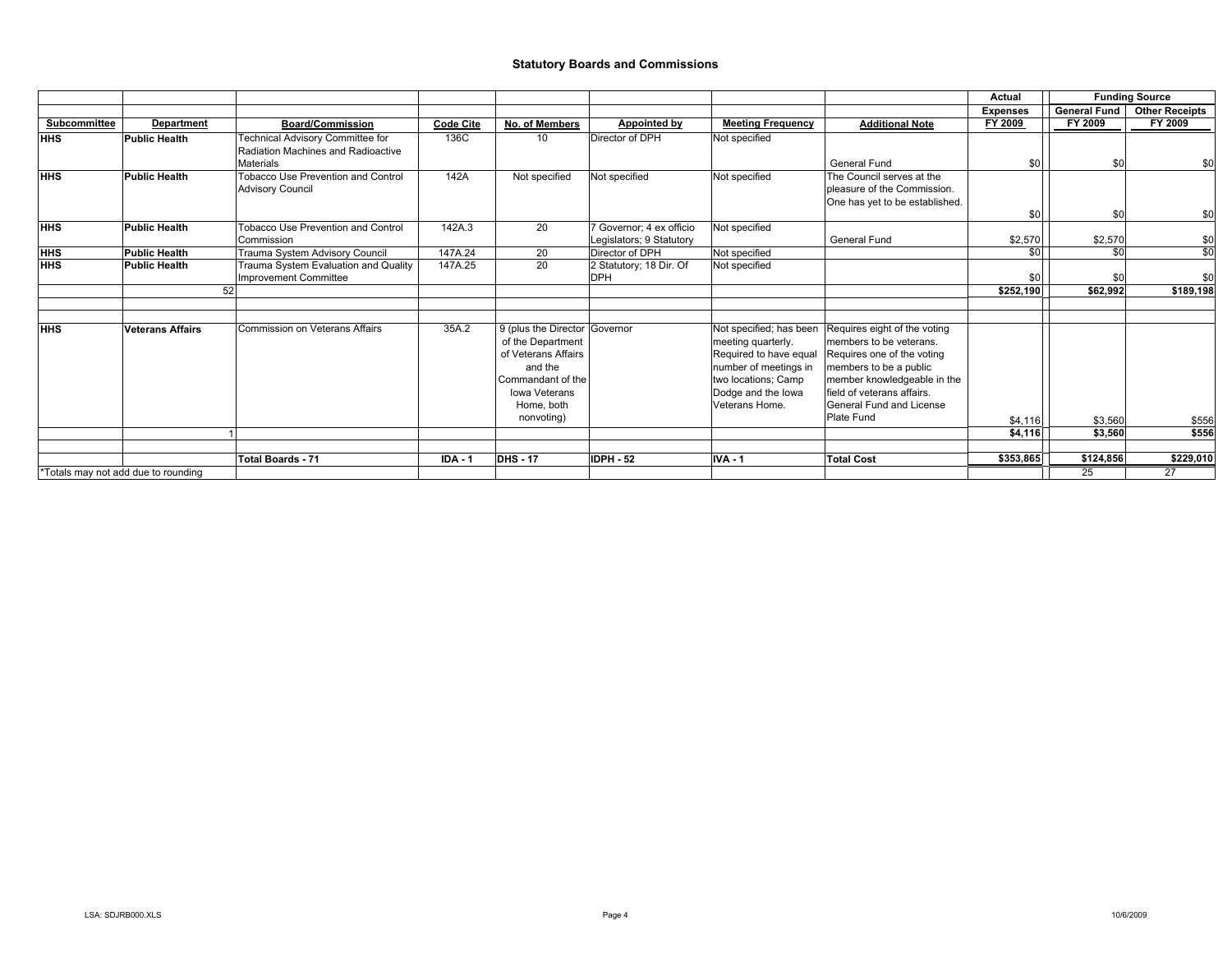## Statistical Boards and Commissions

| | | | | | | | | Actual | Funding Source | |
|---|---|---|---|---|---|---|---|---|---|---|
| | | | | | | | | Expenses | General Fund | Other Receipts |
| **Subcommittee** | **Department** | **Board/Commission** | **Code Cite** | **No. of Members** | **Appointed by** | **Meeting Frequency** | **Additional Note** | **FY 2009** | **FY 2009** | **FY 2009** |
| **HHS** | **Public Health** | Technical Advisory Committee for Radiation Machines and Radioactive Materials | 136C | 10 | Director of DPH | Not specified | General Fund | $0 | $0 | $0 |
| **HHS** | **Public Health** | Tobacco Use Prevention and Control Advisory Council | 142A | Not specified | Not specified | Not specified | The Council serves at the pleasure of the Commission. One has yet to be established. | $0 | $0 | $0 |
| **HHS** | **Public Health** | Tobacco Use Prevention and Control Commission | 142A.3 | 20 | 7 Governor; 4 ex officio Legislators; 9 Statutory | Not specified | General Fund | $2,570 | $2,570 | $0 |
| **HHS** | **Public Health** | Trauma System Advisory Council | 147A.24 | 20 | Director of DPH | Not specified | | $0 | $0 | $0 |
| **HHS** | **Public Health** | Trauma System Evaluation and Quality Improvement Committee | 147A.25 | 20 | 2 Statutory; 18 Dir. Of DPH | Not specified | | $0 | $0 | $0 |
| | 52 | | | | | | | **$252,190** | **$62,992** | **$189,198** |
| | | | | | | | | | | |
| | | | | | | | | | | |
| **HHS** | **Veterans Affairs** | Commission on Veterans Affairs | 35A.2 | 9 (plus the Director of the Department of Veterans Affairs and the Commandant of the Iowa Veterans Home, both nonvoting) | Governor | Not specified; has been meeting quarterly. Required to have equal number of meetings in two locations; Camp Dodge and the Iowa Veterans Home. | Requires eight of the voting members to be veterans. Requires one of the voting members to be a public member knowledgeable in the field of veterans affairs. General Fund and License Plate Fund | $4,116 | $3,560 | $556 |
| | 1 | | | | | | | **$4,116** | **$3,560** | **$556** |
| | | | | | | | | | | |
| | | **Total Boards - 71** | **IDA - 1** | **DHS - 17** | **IDPH - 52** | **IVA - 1** | **Total Cost** | **$353,865** | **$124,856** | **$229,010** |
| *Totals may not add due to rounding | | | | | | | | | 25 | 27 |